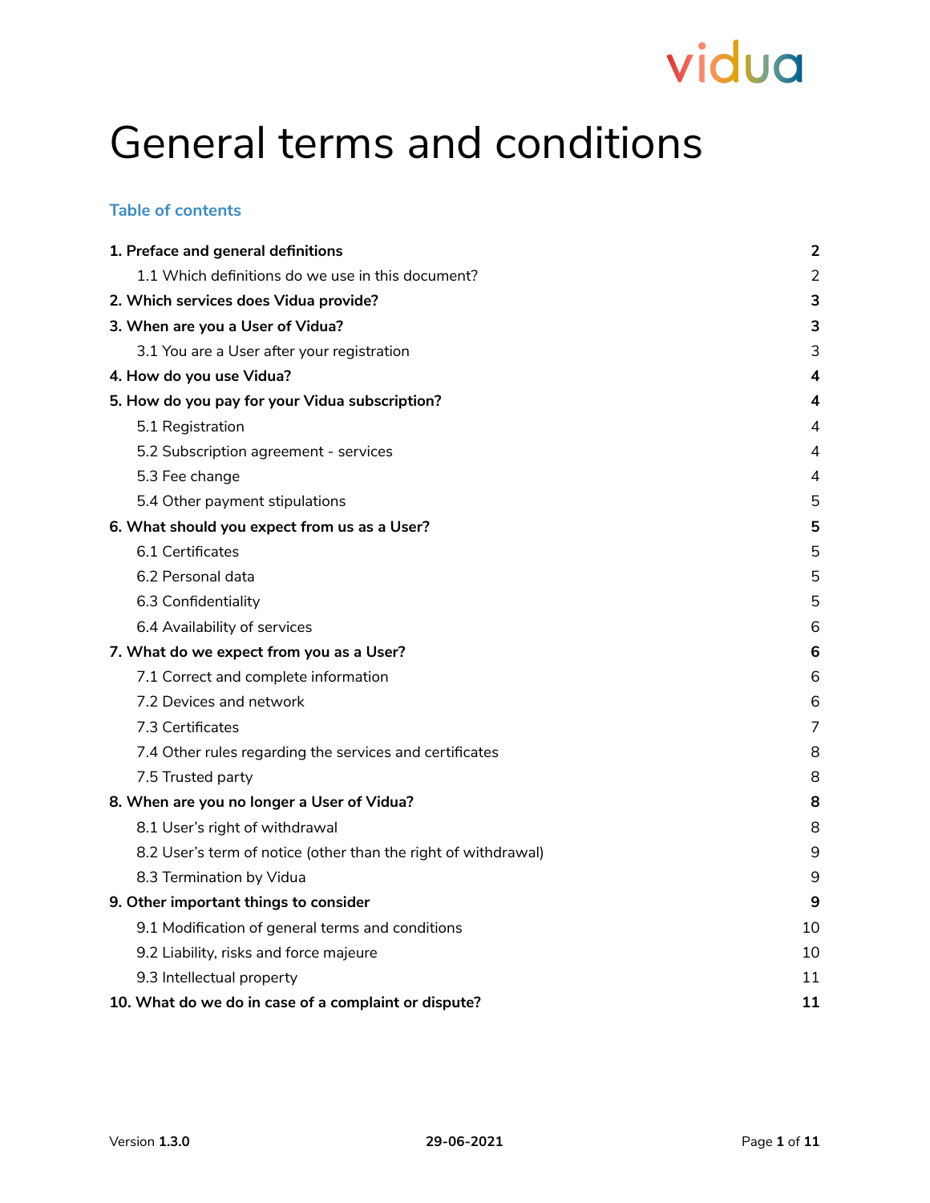vidua

# General terms and conditions

## Table of contents

| | |
|---|---|
| **1. Preface and general definitions** | **2** |
| 1.1 Which definitions do we use in this document? | 2 |
| **2. Which services does Vidua provide?** | **3** |
| **3. When are you a User of Vidua?** | **3** |
| 3.1 You are a User after your registration | 3 |
| **4. How do you use Vidua?** | **4** |
| **5. How do you pay for your Vidua subscription?** | **4** |
| 5.1 Registration | 4 |
| 5.2 Subscription agreement - services | 4 |
| 5.3 Fee change | 4 |
| 5.4 Other payment stipulations | 5 |
| **6. What should you expect from us as a User?** | **5** |
| 6.1 Certificates | 5 |
| 6.2 Personal data | 5 |
| 6.3 Confidentiality | 5 |
| 6.4 Availability of services | 6 |
| **7. What do we expect from you as a User?** | **6** |
| 7.1 Correct and complete information | 6 |
| 7.2 Devices and network | 6 |
| 7.3 Certificates | 7 |
| 7.4 Other rules regarding the services and certificates | 8 |
| 7.5 Trusted party | 8 |
| **8. When are you no longer a User of Vidua?** | **8** |
| 8.1 User's right of withdrawal | 8 |
| 8.2 User's term of notice (other than the right of withdrawal) | 9 |
| 8.3 Termination by Vidua | 9 |
| **9. Other important things to consider** | **9** |
| 9.1 Modification of general terms and conditions | 10 |
| 9.2 Liability, risks and force majeure | 10 |
| 9.3 Intellectual property | 11 |
| **10. What do we do in case of a complaint or dispute?** | **11** |

Version **1.3.0** **29-06-2021**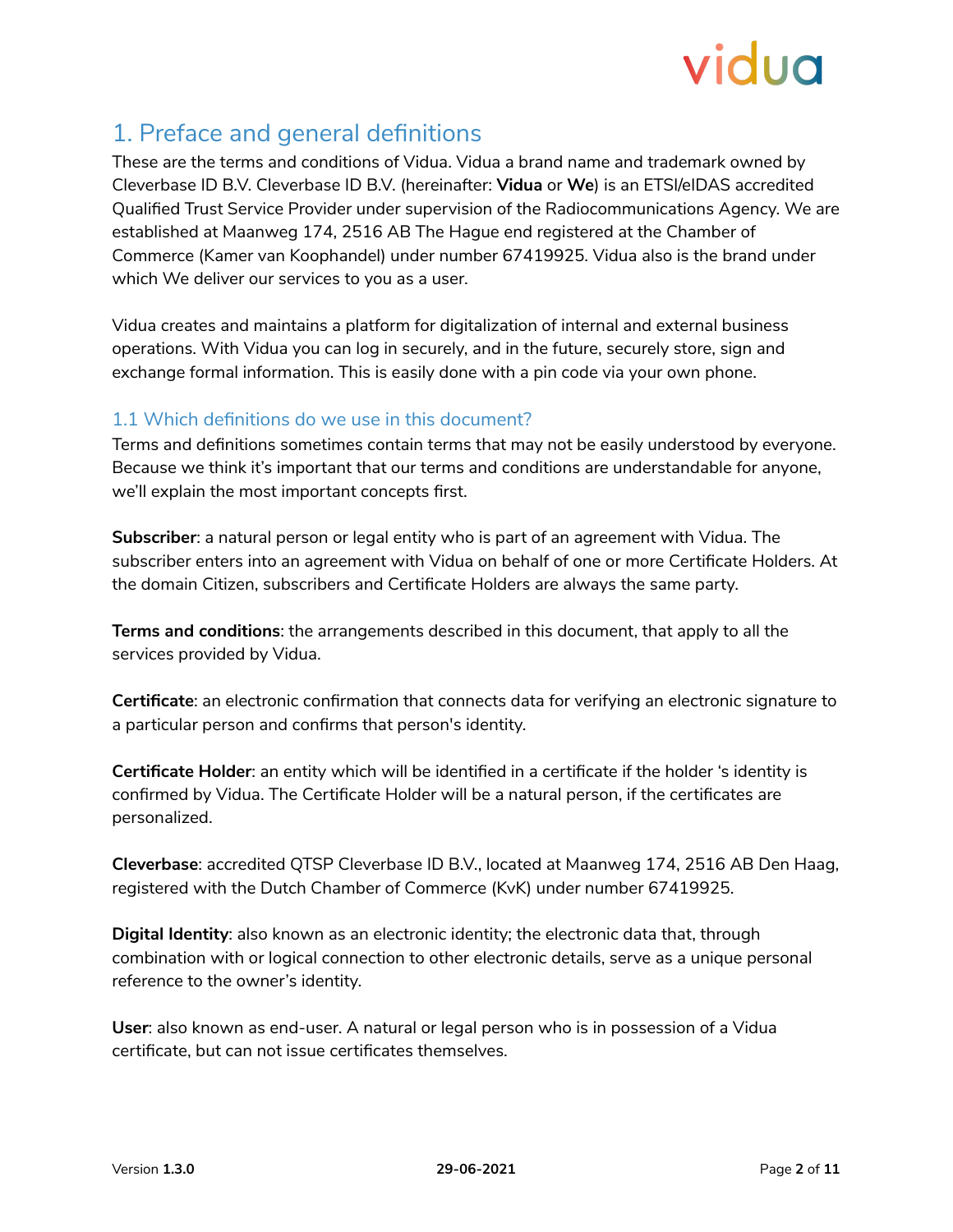# 1. Preface and general definitions

These are the terms and conditions of Vidua. Vidua a brand name and trademark owned by Cleverbase ID B.V. Cleverbase ID B.V. (hereinafter: **Vidua** or **We**) is an ETSI/eIDAS accredited Qualified Trust Service Provider under supervision of the Radiocommunications Agency. We are established at Maanweg 174, 2516 AB The Hague end registered at the Chamber of Commerce (Kamer van Koophandel) under number 67419925. Vidua also is the brand under which We deliver our services to you as a user.

Vidua creates and maintains a platform for digitalization of internal and external business operations. With Vidua you can log in securely, and in the future, securely store, sign and exchange formal information. This is easily done with a pin code via your own phone.

## 1.1 Which definitions do we use in this document?

Terms and definitions sometimes contain terms that may not be easily understood by everyone. Because we think it's important that our terms and conditions are understandable for anyone, we'll explain the most important concepts first.

**Subscriber**: a natural person or legal entity who is part of an agreement with Vidua. The subscriber enters into an agreement with Vidua on behalf of one or more Certificate Holders. At the domain Citizen, subscribers and Certificate Holders are always the same party.

**Terms and conditions**: the arrangements described in this document, that apply to all the services provided by Vidua.

**Certificate**: an electronic confirmation that connects data for verifying an electronic signature to a particular person and confirms that person's identity.

**Certificate Holder**: an entity which will be identified in a certificate if the holder 's identity is confirmed by Vidua. The Certificate Holder will be a natural person, if the certificates are personalized.

**Cleverbase**: accredited QTSP Cleverbase ID B.V., located at Maanweg 174, 2516 AB Den Haag, registered with the Dutch Chamber of Commerce (KvK) under number 67419925.

**Digital Identity**: also known as an electronic identity; the electronic data that, through combination with or logical connection to other electronic details, serve as a unique personal reference to the owner's identity.

**User**: also known as end-user. A natural or legal person who is in possession of a Vidua certificate, but can not issue certificates themselves.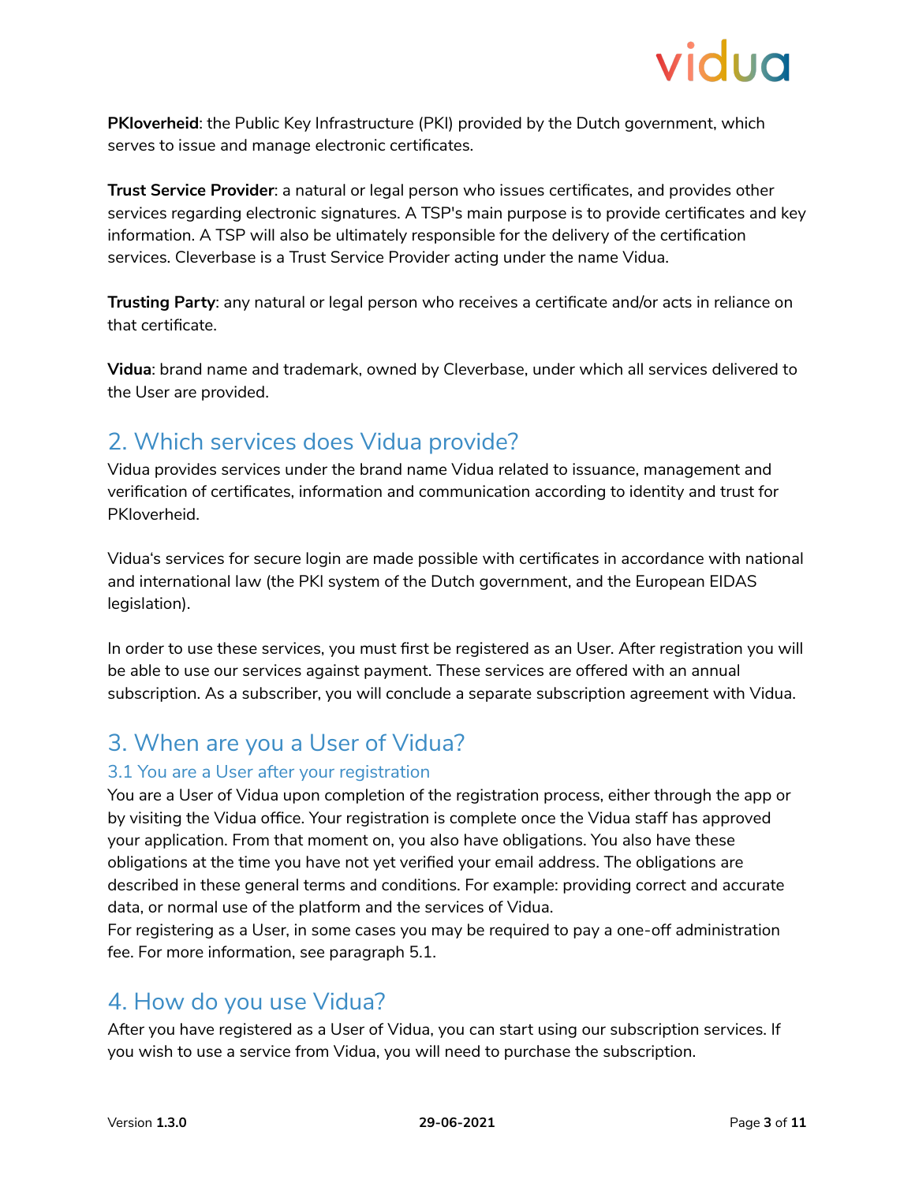**PKIoverheid**: the Public Key Infrastructure (PKI) provided by the Dutch government, which serves to issue and manage electronic certificates.

**Trust Service Provider**: a natural or legal person who issues certificates, and provides other services regarding electronic signatures. A TSP's main purpose is to provide certificates and key information. A TSP will also be ultimately responsible for the delivery of the certification services. Cleverbase is a Trust Service Provider acting under the name Vidua.

**Trusting Party**: any natural or legal person who receives a certificate and/or acts in reliance on that certificate.

**Vidua**: brand name and trademark, owned by Cleverbase, under which all services delivered to the User are provided.

## 2. Which services does Vidua provide?

Vidua provides services under the brand name Vidua related to issuance, management and verification of certificates, information and communication according to identity and trust for PKIoverheid.

Vidua's services for secure login are made possible with certificates in accordance with national and international law (the PKI system of the Dutch government, and the European EIDAS legislation).

In order to use these services, you must first be registered as an User. After registration you will be able to use our services against payment. These services are offered with an annual subscription. As a subscriber, you will conclude a separate subscription agreement with Vidua.

## 3. When are you a User of Vidua?

### 3.1 You are a User after your registration

You are a User of Vidua upon completion of the registration process, either through the app or by visiting the Vidua office. Your registration is complete once the Vidua staff has approved your application. From that moment on, you also have obligations. You also have these obligations at the time you have not yet verified your email address. The obligations are described in these general terms and conditions. For example: providing correct and accurate data, or normal use of the platform and the services of Vidua.
For registering as a User, in some cases you may be required to pay a one-off administration fee. For more information, see paragraph 5.1.

## 4. How do you use Vidua?

After you have registered as a User of Vidua, you can start using our subscription services. If you wish to use a service from Vidua, you will need to purchase the subscription.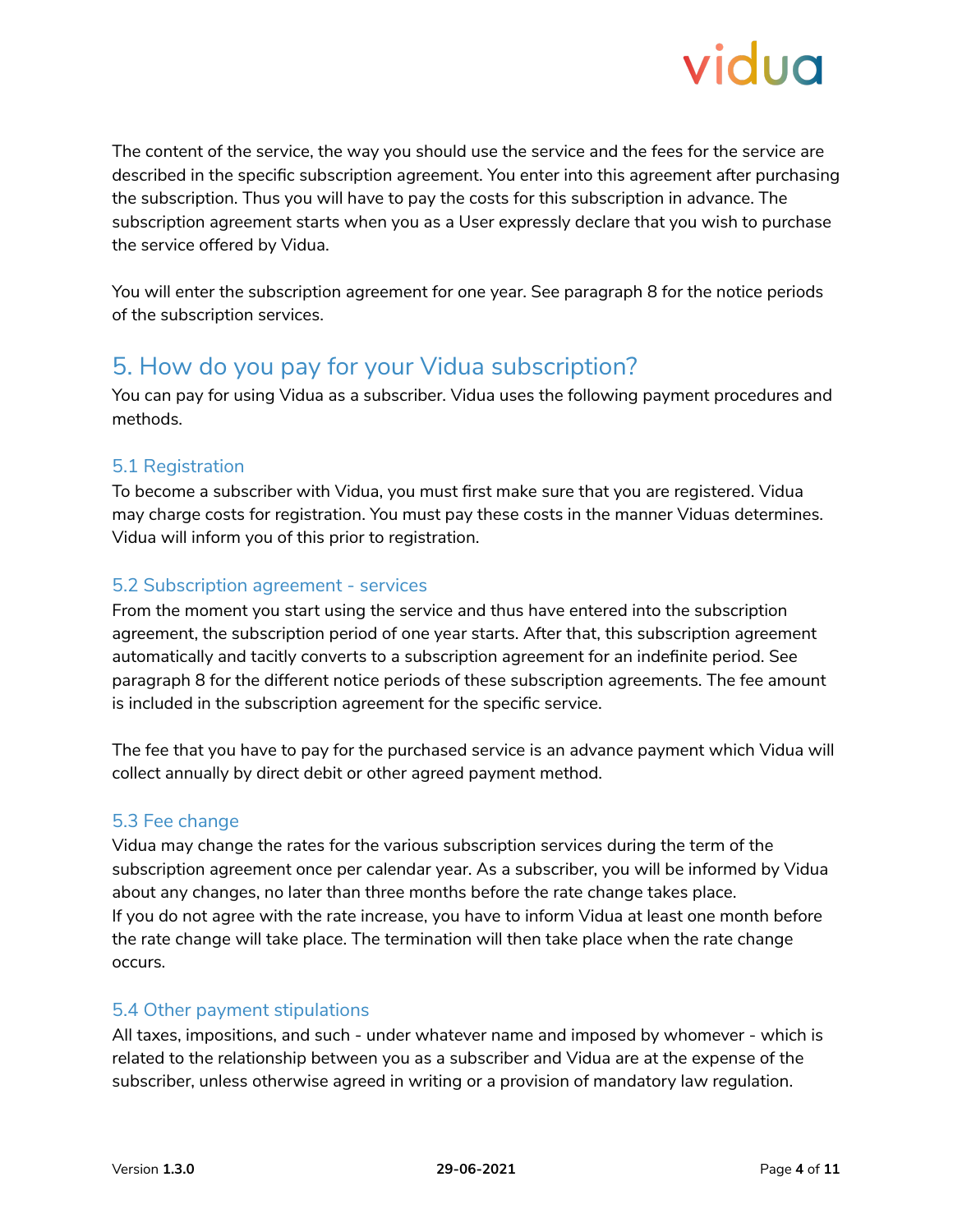The content of the service, the way you should use the service and the fees for the service are described in the specific subscription agreement. You enter into this agreement after purchasing the subscription. Thus you will have to pay the costs for this subscription in advance. The subscription agreement starts when you as a User expressly declare that you wish to purchase the service offered by Vidua.

You will enter the subscription agreement for one year. See paragraph 8 for the notice periods of the subscription services.

## 5. How do you pay for your Vidua subscription?

You can pay for using Vidua as a subscriber. Vidua uses the following payment procedures and methods.

### 5.1 Registration

To become a subscriber with Vidua, you must first make sure that you are registered. Vidua may charge costs for registration. You must pay these costs in the manner Viduas determines. Vidua will inform you of this prior to registration.

### 5.2 Subscription agreement - services

From the moment you start using the service and thus have entered into the subscription agreement, the subscription period of one year starts. After that, this subscription agreement automatically and tacitly converts to a subscription agreement for an indefinite period. See paragraph 8 for the different notice periods of these subscription agreements. The fee amount is included in the subscription agreement for the specific service.

The fee that you have to pay for the purchased service is an advance payment which Vidua will collect annually by direct debit or other agreed payment method.

### 5.3 Fee change

Vidua may change the rates for the various subscription services during the term of the subscription agreement once per calendar year. As a subscriber, you will be informed by Vidua about any changes, no later than three months before the rate change takes place.
If you do not agree with the rate increase, you have to inform Vidua at least one month before the rate change will take place. The termination will then take place when the rate change occurs.

### 5.4 Other payment stipulations

All taxes, impositions, and such - under whatever name and imposed by whomever - which is related to the relationship between you as a subscriber and Vidua are at the expense of the subscriber, unless otherwise agreed in writing or a provision of mandatory law regulation.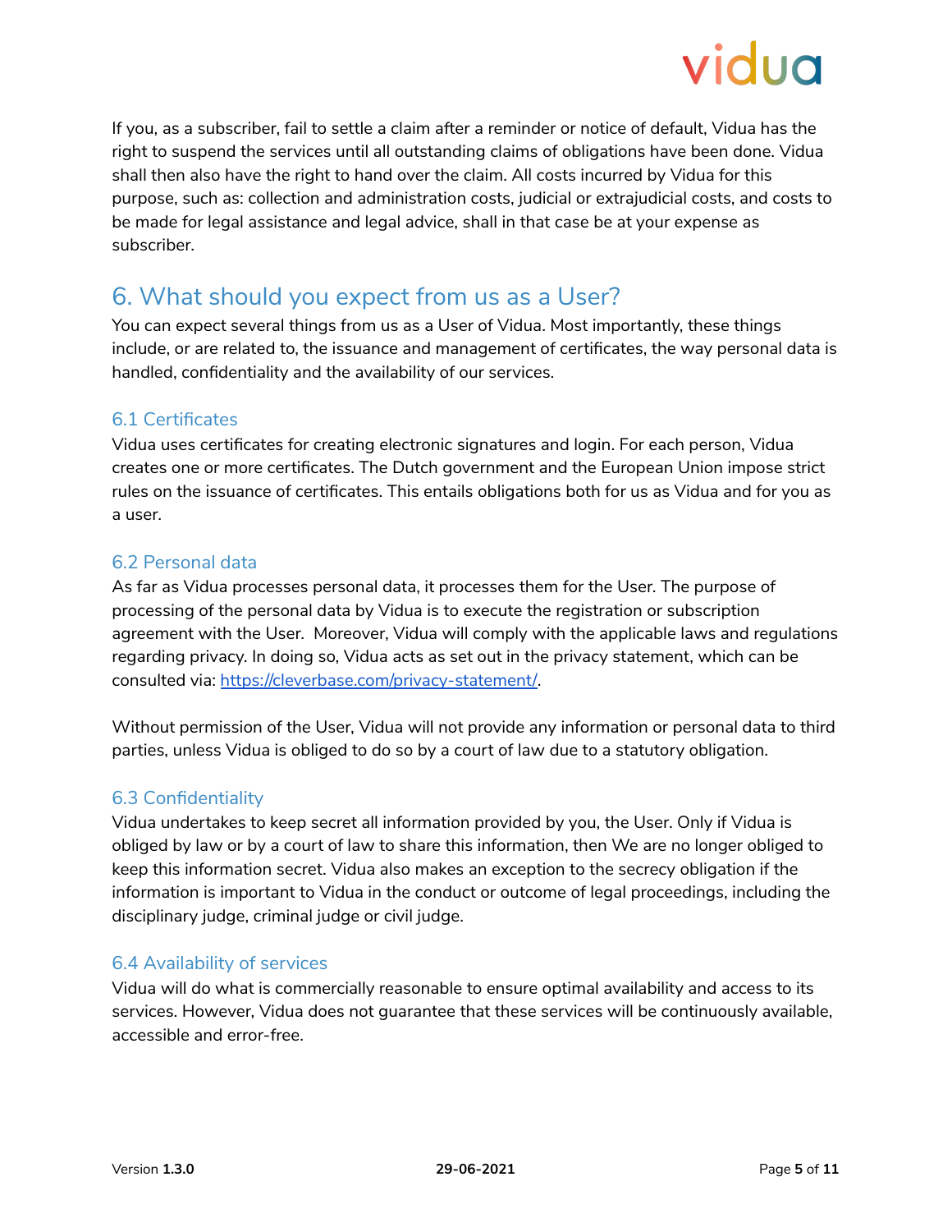If you, as a subscriber, fail to settle a claim after a reminder or notice of default, Vidua has the right to suspend the services until all outstanding claims of obligations have been done. Vidua shall then also have the right to hand over the claim. All costs incurred by Vidua for this purpose, such as: collection and administration costs, judicial or extrajudicial costs, and costs to be made for legal assistance and legal advice, shall in that case be at your expense as subscriber.

## 6. What should you expect from us as a User?

You can expect several things from us as a User of Vidua. Most importantly, these things include, or are related to, the issuance and management of certificates, the way personal data is handled, confidentiality and the availability of our services.

### 6.1 Certificates

Vidua uses certificates for creating electronic signatures and login. For each person, Vidua creates one or more certificates. The Dutch government and the European Union impose strict rules on the issuance of certificates. This entails obligations both for us as Vidua and for you as a user.

### 6.2 Personal data

As far as Vidua processes personal data, it processes them for the User. The purpose of processing of the personal data by Vidua is to execute the registration or subscription agreement with the User. Moreover, Vidua will comply with the applicable laws and regulations regarding privacy. In doing so, Vidua acts as set out in the privacy statement, which can be consulted via: [https://cleverbase.com/privacy-statement/](https://cleverbase.com/privacy-statement/).

Without permission of the User, Vidua will not provide any information or personal data to third parties, unless Vidua is obliged to do so by a court of law due to a statutory obligation.

### 6.3 Confidentiality

Vidua undertakes to keep secret all information provided by you, the User. Only if Vidua is obliged by law or by a court of law to share this information, then We are no longer obliged to keep this information secret. Vidua also makes an exception to the secrecy obligation if the information is important to Vidua in the conduct or outcome of legal proceedings, including the disciplinary judge, criminal judge or civil judge.

### 6.4 Availability of services

Vidua will do what is commercially reasonable to ensure optimal availability and access to its services. However, Vidua does not guarantee that these services will be continuously available, accessible and error-free.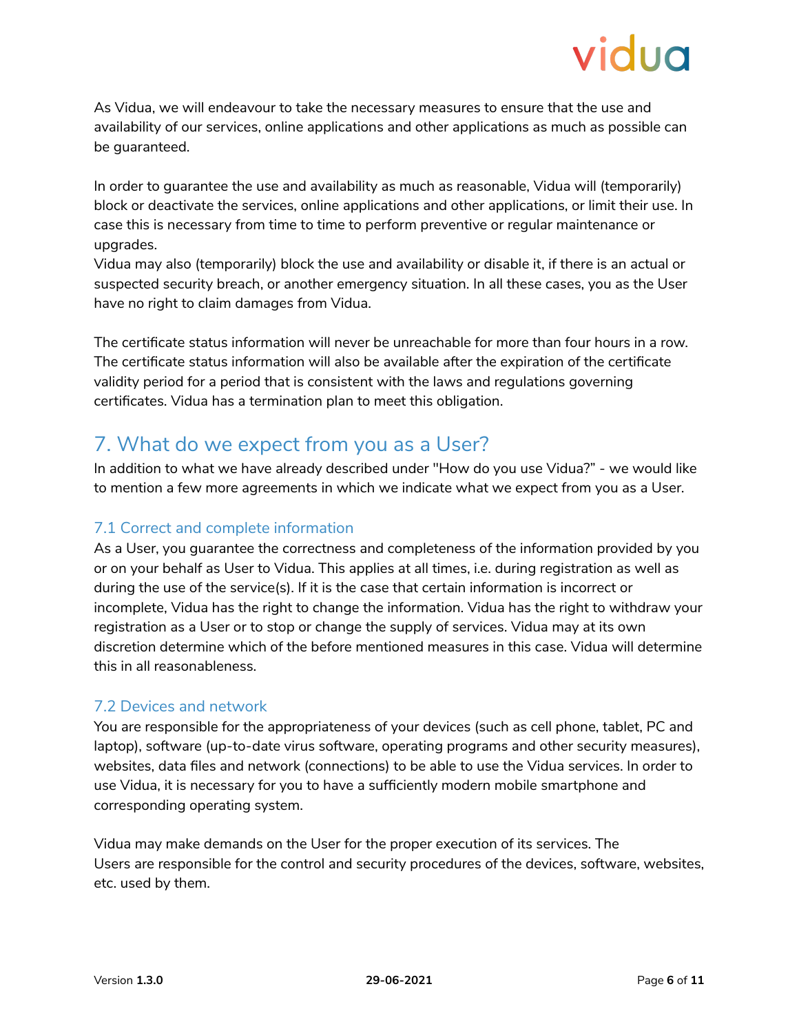As Vidua, we will endeavour to take the necessary measures to ensure that the use and availability of our services, online applications and other applications as much as possible can be guaranteed.

In order to guarantee the use and availability as much as reasonable, Vidua will (temporarily) block or deactivate the services, online applications and other applications, or limit their use. In case this is necessary from time to time to perform preventive or regular maintenance or upgrades.
Vidua may also (temporarily) block the use and availability or disable it, if there is an actual or suspected security breach, or another emergency situation. In all these cases, you as the User have no right to claim damages from Vidua.

The certificate status information will never be unreachable for more than four hours in a row. The certificate status information will also be available after the expiration of the certificate validity period for a period that is consistent with the laws and regulations governing certificates. Vidua has a termination plan to meet this obligation.

## 7. What do we expect from you as a User?

In addition to what we have already described under "How do you use Vidua?" - we would like to mention a few more agreements in which we indicate what we expect from you as a User.

### 7.1 Correct and complete information

As a User, you guarantee the correctness and completeness of the information provided by you or on your behalf as User to Vidua. This applies at all times, i.e. during registration as well as during the use of the service(s). If it is the case that certain information is incorrect or incomplete, Vidua has the right to change the information. Vidua has the right to withdraw your registration as a User or to stop or change the supply of services. Vidua may at its own discretion determine which of the before mentioned measures in this case. Vidua will determine this in all reasonableness.

### 7.2 Devices and network

You are responsible for the appropriateness of your devices (such as cell phone, tablet, PC and laptop), software (up-to-date virus software, operating programs and other security measures), websites, data files and network (connections) to be able to use the Vidua services. In order to use Vidua, it is necessary for you to have a sufficiently modern mobile smartphone and corresponding operating system.

Vidua may make demands on the User for the proper execution of its services. The Users are responsible for the control and security procedures of the devices, software, websites, etc. used by them.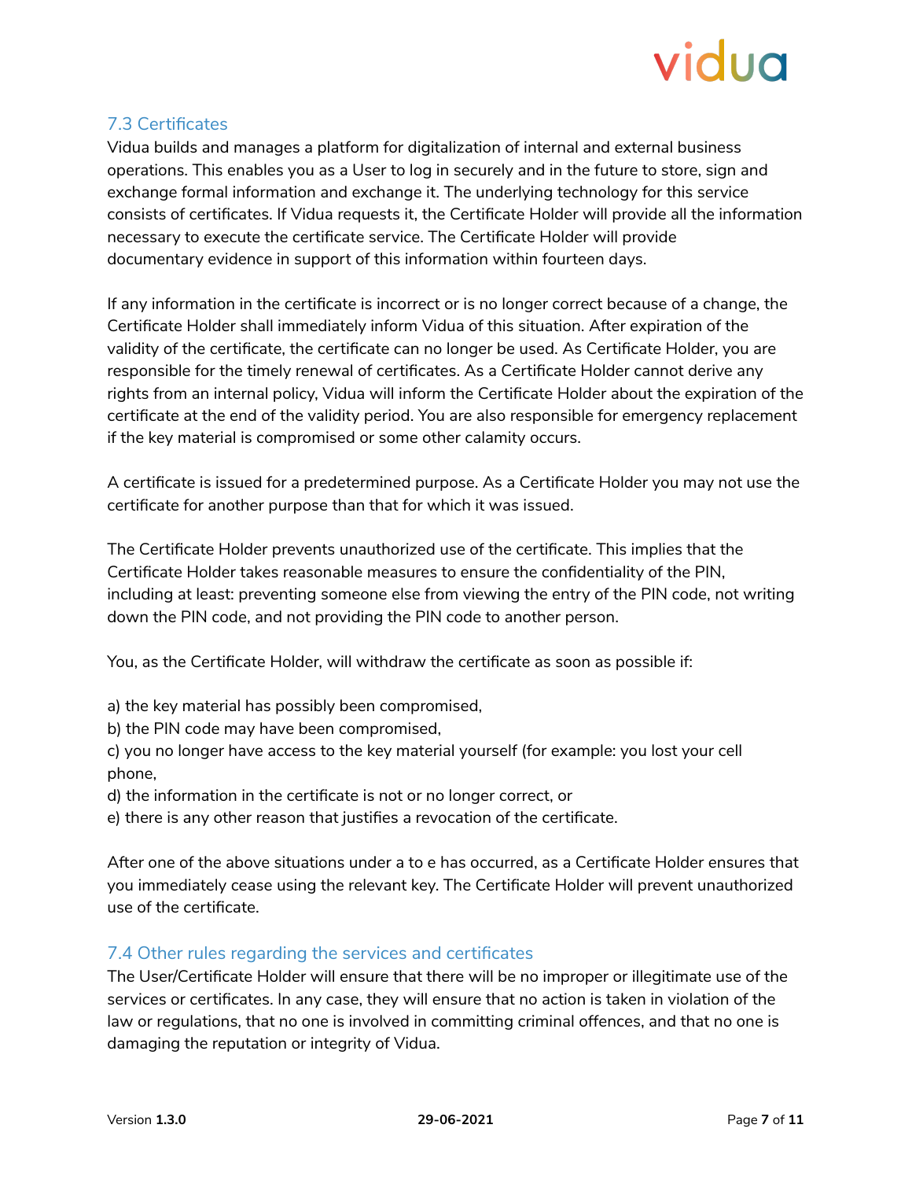## 7.3 Certificates

Vidua builds and manages a platform for digitalization of internal and external business operations. This enables you as a User to log in securely and in the future to store, sign and exchange formal information and exchange it. The underlying technology for this service consists of certificates. If Vidua requests it, the Certificate Holder will provide all the information necessary to execute the certificate service. The Certificate Holder will provide documentary evidence in support of this information within fourteen days.

If any information in the certificate is incorrect or is no longer correct because of a change, the Certificate Holder shall immediately inform Vidua of this situation. After expiration of the validity of the certificate, the certificate can no longer be used. As Certificate Holder, you are responsible for the timely renewal of certificates. As a Certificate Holder cannot derive any rights from an internal policy, Vidua will inform the Certificate Holder about the expiration of the certificate at the end of the validity period. You are also responsible for emergency replacement if the key material is compromised or some other calamity occurs.

A certificate is issued for a predetermined purpose. As a Certificate Holder you may not use the certificate for another purpose than that for which it was issued.

The Certificate Holder prevents unauthorized use of the certificate. This implies that the Certificate Holder takes reasonable measures to ensure the confidentiality of the PIN, including at least: preventing someone else from viewing the entry of the PIN code, not writing down the PIN code, and not providing the PIN code to another person.

You, as the Certificate Holder, will withdraw the certificate as soon as possible if:

a) the key material has possibly been compromised,
b) the PIN code may have been compromised,
c) you no longer have access to the key material yourself (for example: you lost your cell phone,
d) the information in the certificate is not or no longer correct, or
e) there is any other reason that justifies a revocation of the certificate.

After one of the above situations under a to e has occurred, as a Certificate Holder ensures that you immediately cease using the relevant key. The Certificate Holder will prevent unauthorized use of the certificate.

## 7.4 Other rules regarding the services and certificates

The User/Certificate Holder will ensure that there will be no improper or illegitimate use of the services or certificates. In any case, they will ensure that no action is taken in violation of the law or regulations, that no one is involved in committing criminal offences, and that no one is damaging the reputation or integrity of Vidua.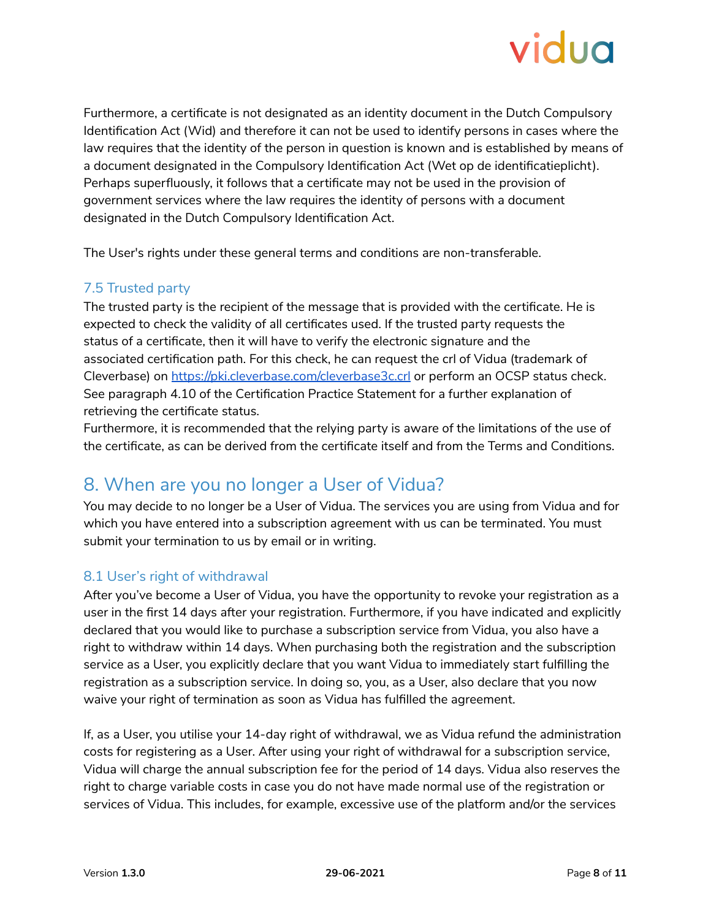Furthermore, a certificate is not designated as an identity document in the Dutch Compulsory Identification Act (Wid) and therefore it can not be used to identify persons in cases where the law requires that the identity of the person in question is known and is established by means of a document designated in the Compulsory Identification Act (Wet op de identificatieplicht). Perhaps superfluously, it follows that a certificate may not be used in the provision of government services where the law requires the identity of persons with a document designated in the Dutch Compulsory Identification Act.

The User's rights under these general terms and conditions are non-transferable.

### 7.5 Trusted party

The trusted party is the recipient of the message that is provided with the certificate. He is expected to check the validity of all certificates used. If the trusted party requests the status of a certificate, then it will have to verify the electronic signature and the associated certification path. For this check, he can request the crl of Vidua (trademark of Cleverbase) on [https://pki.cleverbase.com/cleverbase3c.crl](https://pki.cleverbase.com/cleverbase3c.crl) or perform an OCSP status check. See paragraph 4.10 of the Certification Practice Statement for a further explanation of retrieving the certificate status.
Furthermore, it is recommended that the relying party is aware of the limitations of the use of the certificate, as can be derived from the certificate itself and from the Terms and Conditions.

## 8. When are you no longer a User of Vidua?

You may decide to no longer be a User of Vidua. The services you are using from Vidua and for which you have entered into a subscription agreement with us can be terminated. You must submit your termination to us by email or in writing.

### 8.1 User's right of withdrawal

After you've become a User of Vidua, you have the opportunity to revoke your registration as a user in the first 14 days after your registration. Furthermore, if you have indicated and explicitly declared that you would like to purchase a subscription service from Vidua, you also have a right to withdraw within 14 days. When purchasing both the registration and the subscription service as a User, you explicitly declare that you want Vidua to immediately start fulfilling the registration as a subscription service. In doing so, you, as a User, also declare that you now waive your right of termination as soon as Vidua has fulfilled the agreement.

If, as a User, you utilise your 14-day right of withdrawal, we as Vidua refund the administration costs for registering as a User. After using your right of withdrawal for a subscription service, Vidua will charge the annual subscription fee for the period of 14 days. Vidua also reserves the right to charge variable costs in case you do not have made normal use of the registration or services of Vidua. This includes, for example, excessive use of the platform and/or the services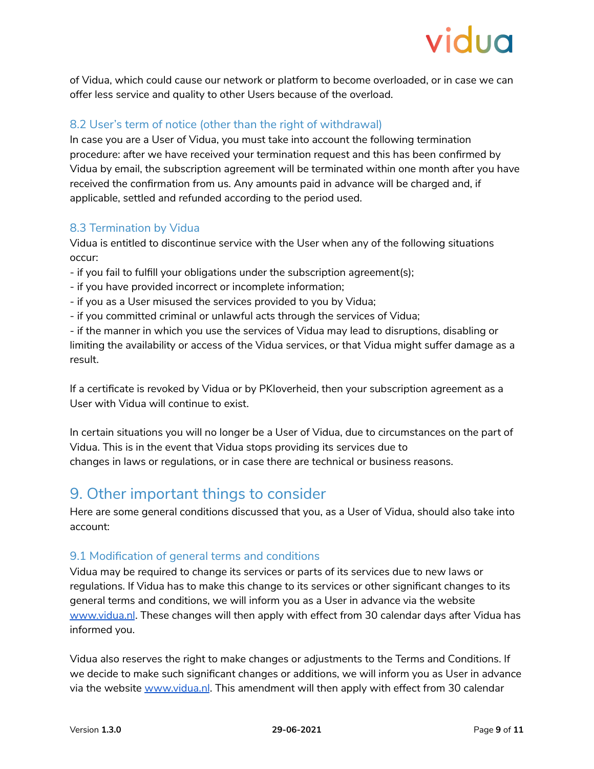of Vidua, which could cause our network or platform to become overloaded, or in case we can offer less service and quality to other Users because of the overload.

### 8.2 User's term of notice (other than the right of withdrawal)

In case you are a User of Vidua, you must take into account the following termination procedure: after we have received your termination request and this has been confirmed by Vidua by email, the subscription agreement will be terminated within one month after you have received the confirmation from us. Any amounts paid in advance will be charged and, if applicable, settled and refunded according to the period used.

### 8.3 Termination by Vidua

Vidua is entitled to discontinue service with the User when any of the following situations occur:

- if you fail to fulfill your obligations under the subscription agreement(s);
- if you have provided incorrect or incomplete information;
- if you as a User misused the services provided to you by Vidua;
- if you committed criminal or unlawful acts through the services of Vidua;
- if the manner in which you use the services of Vidua may lead to disruptions, disabling or limiting the availability or access of the Vidua services, or that Vidua might suffer damage as a result.

If a certificate is revoked by Vidua or by PKIoverheid, then your subscription agreement as a User with Vidua will continue to exist.

In certain situations you will no longer be a User of Vidua, due to circumstances on the part of Vidua. This is in the event that Vidua stops providing its services due to changes in laws or regulations, or in case there are technical or business reasons.

## 9. Other important things to consider

Here are some general conditions discussed that you, as a User of Vidua, should also take into account:

### 9.1 Modification of general terms and conditions

Vidua may be required to change its services or parts of its services due to new laws or regulations. If Vidua has to make this change to its services or other significant changes to its general terms and conditions, we will inform you as a User in advance via the website www.vidua.nl. These changes will then apply with effect from 30 calendar days after Vidua has informed you.

Vidua also reserves the right to make changes or adjustments to the Terms and Conditions. If we decide to make such significant changes or additions, we will inform you as User in advance via the website www.vidua.nl. This amendment will then apply with effect from 30 calendar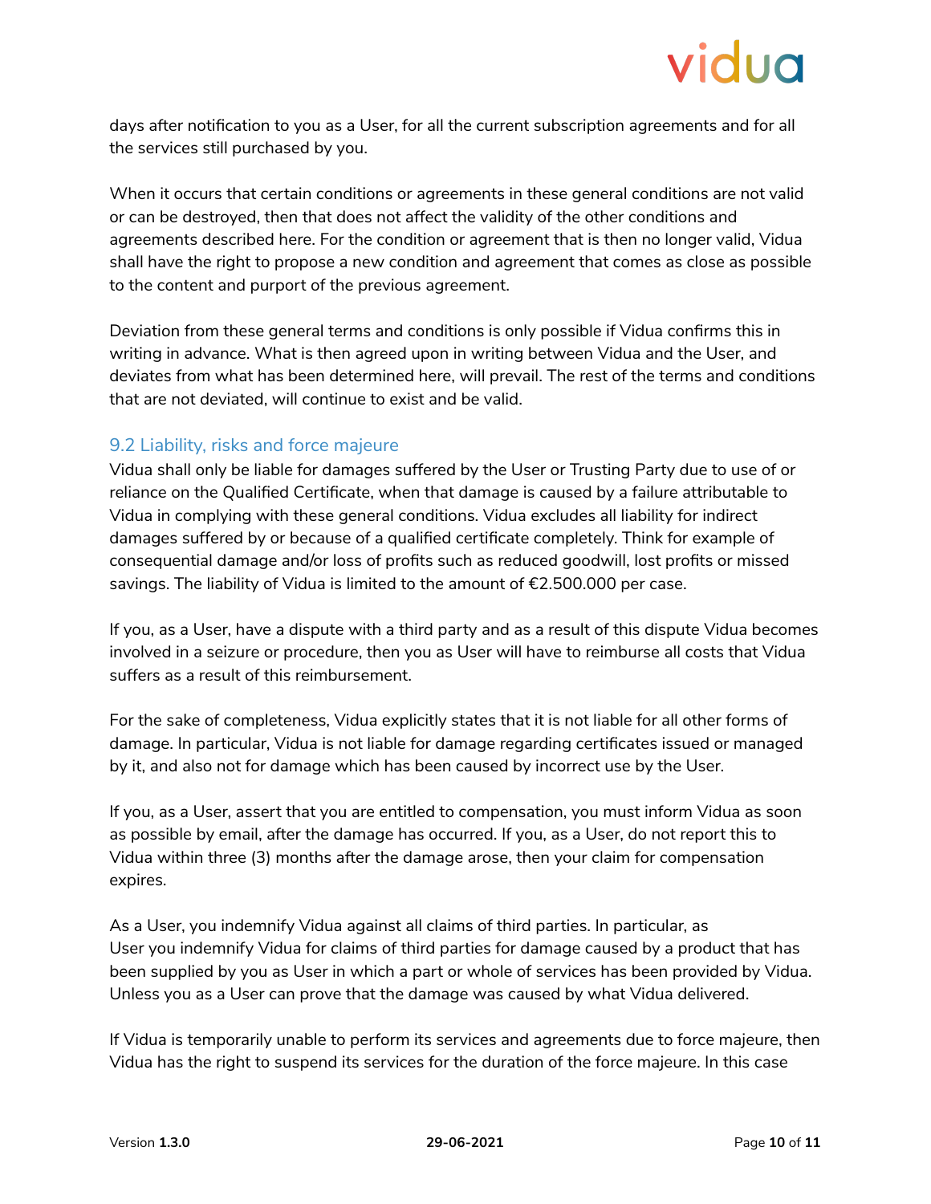days after notification to you as a User, for all the current subscription agreements and for all the services still purchased by you.

When it occurs that certain conditions or agreements in these general conditions are not valid or can be destroyed, then that does not affect the validity of the other conditions and agreements described here. For the condition or agreement that is then no longer valid, Vidua shall have the right to propose a new condition and agreement that comes as close as possible to the content and purport of the previous agreement.

Deviation from these general terms and conditions is only possible if Vidua confirms this in writing in advance. What is then agreed upon in writing between Vidua and the User, and deviates from what has been determined here, will prevail. The rest of the terms and conditions that are not deviated, will continue to exist and be valid.

### 9.2 Liability, risks and force majeure

Vidua shall only be liable for damages suffered by the User or Trusting Party due to use of or reliance on the Qualified Certificate, when that damage is caused by a failure attributable to Vidua in complying with these general conditions. Vidua excludes all liability for indirect damages suffered by or because of a qualified certificate completely. Think for example of consequential damage and/or loss of profits such as reduced goodwill, lost profits or missed savings. The liability of Vidua is limited to the amount of €2.500.000 per case.

If you, as a User, have a dispute with a third party and as a result of this dispute Vidua becomes involved in a seizure or procedure, then you as User will have to reimburse all costs that Vidua suffers as a result of this reimbursement.

For the sake of completeness, Vidua explicitly states that it is not liable for all other forms of damage. In particular, Vidua is not liable for damage regarding certificates issued or managed by it, and also not for damage which has been caused by incorrect use by the User.

If you, as a User, assert that you are entitled to compensation, you must inform Vidua as soon as possible by email, after the damage has occurred. If you, as a User, do not report this to Vidua within three (3) months after the damage arose, then your claim for compensation expires.

As a User, you indemnify Vidua against all claims of third parties. In particular, as User you indemnify Vidua for claims of third parties for damage caused by a product that has been supplied by you as User in which a part or whole of services has been provided by Vidua. Unless you as a User can prove that the damage was caused by what Vidua delivered.

If Vidua is temporarily unable to perform its services and agreements due to force majeure, then Vidua has the right to suspend its services for the duration of the force majeure. In this case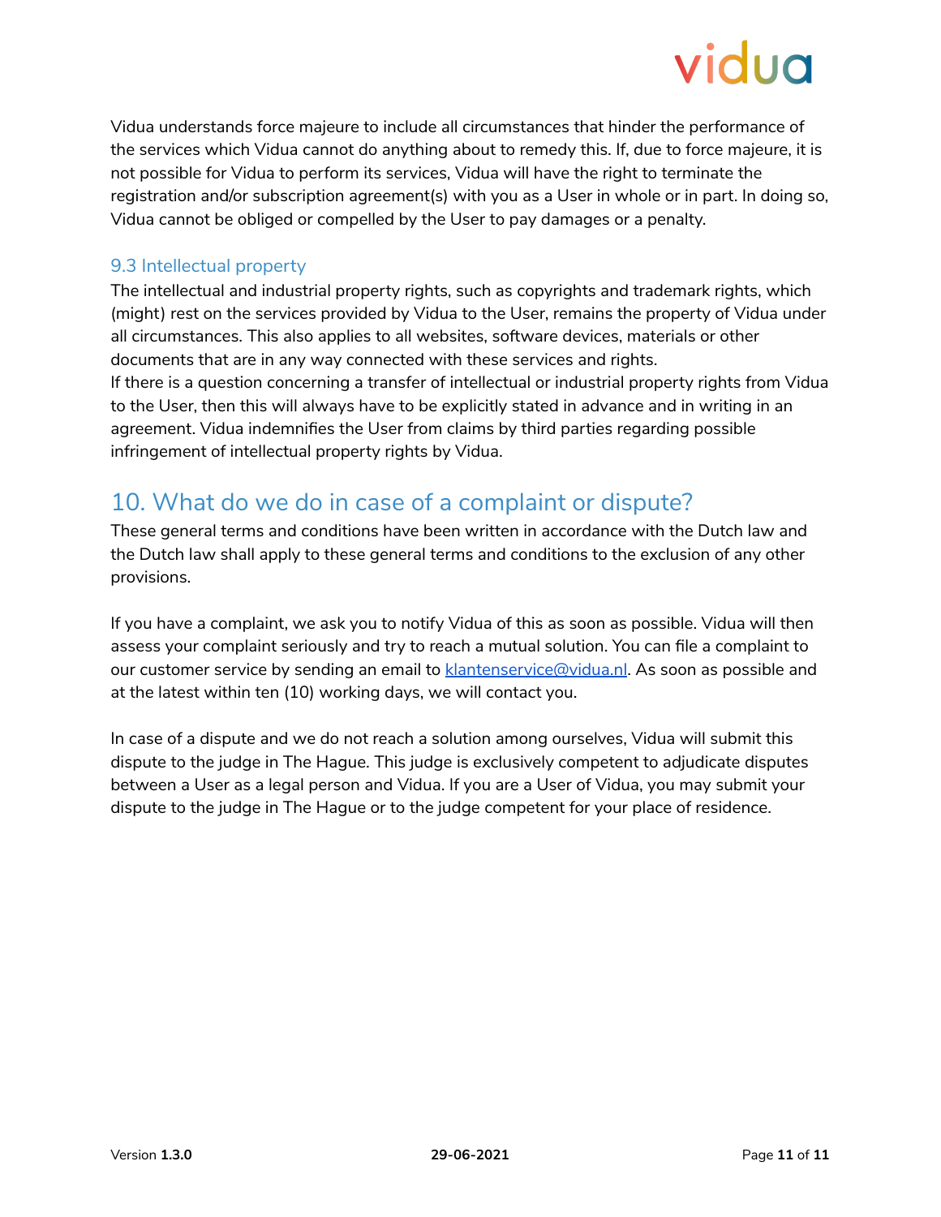Vidua understands force majeure to include all circumstances that hinder the performance of the services which Vidua cannot do anything about to remedy this. If, due to force majeure, it is not possible for Vidua to perform its services, Vidua will have the right to terminate the registration and/or subscription agreement(s) with you as a User in whole or in part. In doing so, Vidua cannot be obliged or compelled by the User to pay damages or a penalty.

### 9.3 Intellectual property

The intellectual and industrial property rights, such as copyrights and trademark rights, which (might) rest on the services provided by Vidua to the User, remains the property of Vidua under all circumstances. This also applies to all websites, software devices, materials or other documents that are in any way connected with these services and rights.
If there is a question concerning a transfer of intellectual or industrial property rights from Vidua to the User, then this will always have to be explicitly stated in advance and in writing in an agreement. Vidua indemnifies the User from claims by third parties regarding possible infringement of intellectual property rights by Vidua.

## 10. What do we do in case of a complaint or dispute?

These general terms and conditions have been written in accordance with the Dutch law and the Dutch law shall apply to these general terms and conditions to the exclusion of any other provisions.

If you have a complaint, we ask you to notify Vidua of this as soon as possible. Vidua will then assess your complaint seriously and try to reach a mutual solution. You can file a complaint to our customer service by sending an email to klantenservice@vidua.nl. As soon as possible and at the latest within ten (10) working days, we will contact you.

In case of a dispute and we do not reach a solution among ourselves, Vidua will submit this dispute to the judge in The Hague. This judge is exclusively competent to adjudicate disputes between a User as a legal person and Vidua. If you are a User of Vidua, you may submit your dispute to the judge in The Hague or to the judge competent for your place of residence.